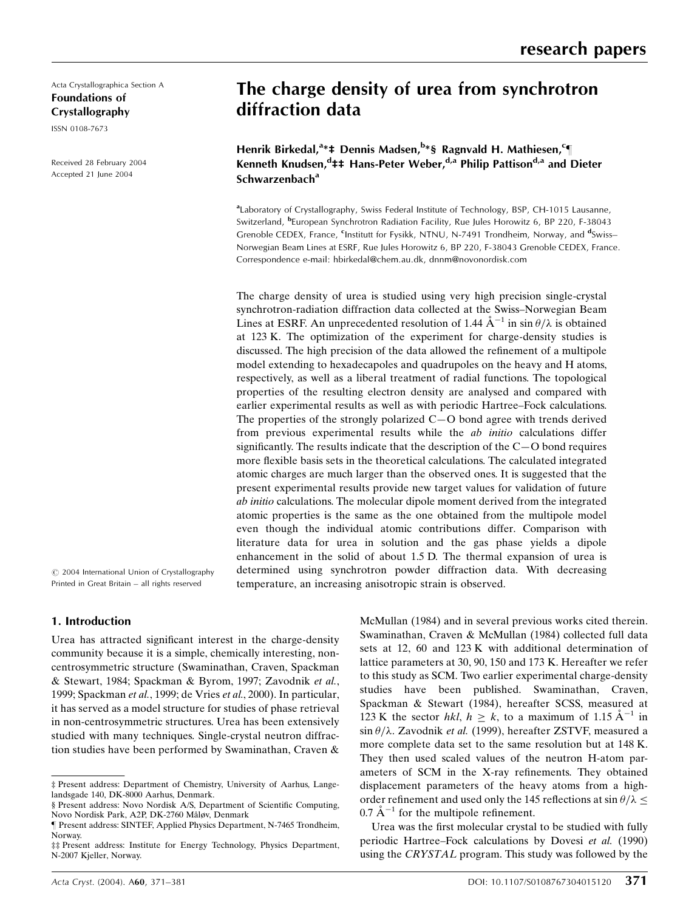Acta Crystallographica Section A
**Foundations of Crystallography**
ISSN 0108-7673

Received 28 February 2004
Accepted 21 June 2004

# The charge density of urea from synchrotron diffraction data

**Henrik Birkedal,[a]*‡ Dennis Madsen,[b]*§ Ragnvald H. Mathiesen,[c]¶ Kenneth Knudsen,[d]‡‡ Hans-Peter Weber,[d,a] Philip Pattison[d,a] and Dieter Schwarzenbach[a]**

[a]Laboratory of Crystallography, Swiss Federal Institute of Technology, BSP, CH-1015 Lausanne, Switzerland, [b]European Synchrotron Radiation Facility, Rue Jules Horowitz 6, BP 220, F-38043 Grenoble CEDEX, France, [c]Institutt for Fysikk, NTNU, N-7491 Trondheim, Norway, and [d]Swiss–Norwegian Beam Lines at ESRF, Rue Jules Horowitz 6, BP 220, F-38043 Grenoble CEDEX, France. Correspondence e-mail: hbirkedal@chem.au.dk, dnnm@novonordisk.com

© 2004 International Union of Crystallography
Printed in Great Britain – all rights reserved

The charge density of urea is studied using very high precision single-crystal synchrotron-radiation diffraction data collected at the Swiss–Norwegian Beam Lines at ESRF. An unprecedented resolution of 1.44 Å$^{-1}$ in $\sin\theta/\lambda$ is obtained at 123 K. The optimization of the experiment for charge-density studies is discussed. The high precision of the data allowed the refinement of a multipole model extending to hexadecapoles and quadrupoles on the heavy and H atoms, respectively, as well as a liberal treatment of radial functions. The topological properties of the resulting electron density are analysed and compared with earlier experimental results as well as with periodic Hartree–Fock calculations. The properties of the strongly polarized C—O bond agree with trends derived from previous experimental results while the *ab initio* calculations differ significantly. The results indicate that the description of the C—O bond requires more flexible basis sets in the theoretical calculations. The calculated integrated atomic charges are much larger than the observed ones. It is suggested that the present experimental results provide new target values for validation of future *ab initio* calculations. The molecular dipole moment derived from the integrated atomic properties is the same as the one obtained from the multipole model even though the individual atomic contributions differ. Comparison with literature data for urea in solution and the gas phase yields a dipole enhancement in the solid of about 1.5 D. The thermal expansion of urea is determined using synchrotron powder diffraction data. With decreasing temperature, an increasing anisotropic strain is observed.

## 1. Introduction

Urea has attracted significant interest in the charge-density community because it is a simple, chemically interesting, non-centrosymmetric structure (Swaminathan, Craven, Spackman & Stewart, 1984; Spackman & Byrom, 1997; Zavodnik *et al.*, 1999; Spackman *et al.*, 1999; de Vries *et al.*, 2000). In particular, it has served as a model structure for studies of phase retrieval in non-centrosymmetric structures. Urea has been extensively studied with many techniques. Single-crystal neutron diffraction studies have been performed by Swaminathan, Craven & McMullan (1984) and in several previous works cited therein. Swaminathan, Craven & McMullan (1984) collected full data sets at 12, 60 and 123 K with additional determination of lattice parameters at 30, 90, 150 and 173 K. Hereafter we refer to this study as SCM. Two earlier experimental charge-density studies have been published. Swaminathan, Craven, Spackman & Stewart (1984), hereafter SCSS, measured at 123 K the sector *hkl*, $h \geq k$, to a maximum of 1.15 Å$^{-1}$ in $\sin\theta/\lambda$. Zavodnik *et al.* (1999), hereafter ZSTVF, measured a more complete data set to the same resolution but at 148 K. They then used scaled values of the neutron H-atom parameters of SCM in the X-ray refinements. They obtained displacement parameters of the heavy atoms from a high-order refinement and used only the 145 reflections at $\sin\theta/\lambda \leq 0.7$ Å$^{-1}$ for the multipole refinement.

Urea was the first molecular crystal to be studied with fully periodic Hartree–Fock calculations by Dovesi *et al.* (1990) using the *CRYSTAL* program. This study was followed by the

‡ Present address: Department of Chemistry, University of Aarhus, Langelandsgade 140, DK-8000 Aarhus, Denmark.
§ Present address: Novo Nordisk A/S, Department of Scientific Computing, Novo Nordisk Park, A2P, DK-2760 Måløv, Denmark
¶ Present address: SINTEF, Applied Physics Department, N-7465 Trondheim, Norway.
‡‡ Present address: Institute for Energy Technology, Physics Department, N-2007 Kjeller, Norway.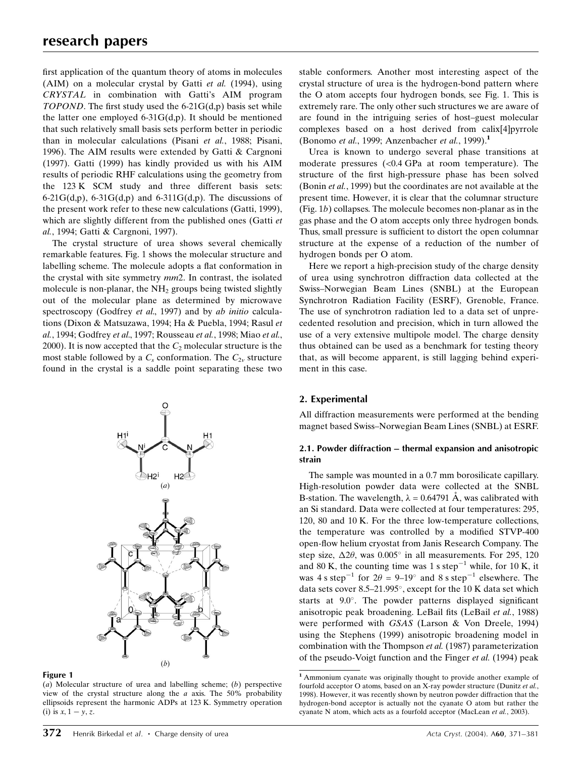first application of the quantum theory of atoms in molecules (AIM) on a molecular crystal by Gatti *et al.* (1994), using *CRYSTAL* in combination with Gatti's AIM program *TOPOND*. The first study used the 6-21G(d,p) basis set while the latter one employed 6-31G(d,p). It should be mentioned that such relatively small basis sets perform better in periodic than in molecular calculations (Pisani *et al.*, 1988; Pisani, 1996). The AIM results were extended by Gatti & Cargnoni (1997). Gatti (1999) has kindly provided us with his AIM results of periodic RHF calculations using the geometry from the 123 K SCM study and three different basis sets: 6-21G(d,p), 6-31G(d,p) and 6-311G(d,p). The discussions of the present work refer to these new calculations (Gatti, 1999), which are slightly different from the published ones (Gatti *et al.*, 1994; Gatti & Cargnoni, 1997).

The crystal structure of urea shows several chemically remarkable features. Fig. 1 shows the molecular structure and labelling scheme. The molecule adopts a flat conformation in the crystal with site symmetry *mm*2. In contrast, the isolated molecule is non-planar, the $NH_2$ groups being twisted slightly out of the molecular plane as determined by microwave spectroscopy (Godfrey *et al.*, 1997) and by *ab initio* calculations (Dixon & Matsuzawa, 1994; Ha & Puebla, 1994; Rasul *et al.*, 1994; Godfrey *et al.*, 1997; Rousseau *et al.*, 1998; Miao *et al.*, 2000). It is now accepted that the $C_2$ molecular structure is the most stable followed by a $C_s$ conformation. The $C_{2v}$ structure found in the crystal is a saddle point separating these two stable conformers. Another most interesting aspect of the crystal structure of urea is the hydrogen-bond pattern where the O atom accepts four hydrogen bonds, see Fig. 1. This is extremely rare. The only other such structures we are aware of are found in the intriguing series of host–guest molecular complexes based on a host derived from calix[4]pyrrole (Bonomo *et al.*, 1999; Anzenbacher *et al.*, 1999).[1]

Urea is known to undergo several phase transitions at moderate pressures (<0.4 GPa at room temperature). The structure of the first high-pressure phase has been solved (Bonin *et al.*, 1999) but the coordinates are not available at the present time. However, it is clear that the columnar structure (Fig. 1*b*) collapses. The molecule becomes non-planar as in the gas phase and the O atom accepts only three hydrogen bonds. Thus, small pressure is sufficient to distort the open columnar structure at the expense of a reduction of the number of hydrogen bonds per O atom.

Here we report a high-precision study of the charge density of urea using synchrotron diffraction data collected at the Swiss–Norwegian Beam Lines (SNBL) at the European Synchrotron Radiation Facility (ESRF), Grenoble, France. The use of synchrotron radiation led to a data set of unprecedented resolution and precision, which in turn allowed the use of a very extensive multipole model. The charge density thus obtained can be used as a benchmark for testing theory that, as will become apparent, is still lagging behind experiment in this case.

**Figure 1**
(*a*) Molecular structure of urea and labelling scheme; (*b*) perspective view of the crystal structure along the *a* axis. The 50% probability ellipsoids represent the harmonic ADPs at 123 K. Symmetry operation (i) is $x, 1-y, z$.

## 2. Experimental

All diffraction measurements were performed at the bending magnet based Swiss–Norwegian Beam Lines (SNBL) at ESRF.

### 2.1. Powder diffraction – thermal expansion and anisotropic strain

The sample was mounted in a 0.7 mm borosilicate capillary. High-resolution powder data were collected at the SNBL B-station. The wavelength, $\lambda = 0.64791$ Å, was calibrated with an Si standard. Data were collected at four temperatures: 295, 120, 80 and 10 K. For the three low-temperature collections, the temperature was controlled by a modified STVP-400 open-flow helium cryostat from Janis Research Company. The step size, $\Delta 2\theta$, was 0.005° in all measurements. For 295, 120 and 80 K, the counting time was 1 s step$^{-1}$ while, for 10 K, it was 4 s step$^{-1}$ for $2\theta$ = 9–19° and 8 s step$^{-1}$ elsewhere. The data sets cover 8.5–21.995°, except for the 10 K data set which starts at 9.0°. The powder patterns displayed significant anisotropic peak broadening. LeBail fits (LeBail *et al.*, 1988) were performed with *GSAS* (Larson & Von Dreele, 1994) using the Stephens (1999) anisotropic broadening model in combination with the Thompson *et al.* (1987) parameterization of the pseudo-Voigt function and the Finger *et al.* (1994) peak

[1] Ammonium cyanate was originally thought to provide another example of fourfold acceptor O atoms, based on an X-ray powder structure (Dunitz *et al.*, 1998). However, it was recently shown by neutron powder diffraction that the hydrogen-bond acceptor is actually not the cyanate O atom but rather the cyanate N atom, which acts as a fourfold acceptor (MacLean *et al.*, 2003).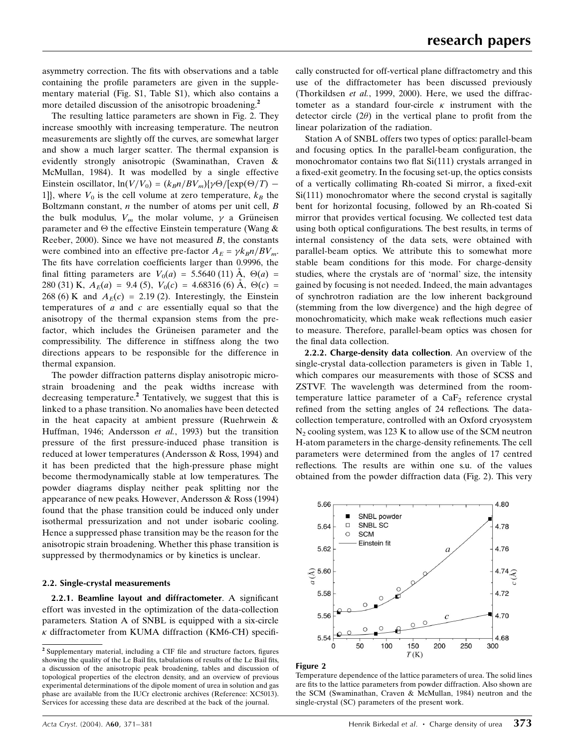asymmetry correction. The fits with observations and a table containing the profile parameters are given in the supplementary material (Fig. S1, Table S1), which also contains a more detailed discussion of the anisotropic broadening.[2]

The resulting lattice parameters are shown in Fig. 2. They increase smoothly with increasing temperature. The neutron measurements are slightly off the curves, are somewhat larger and show a much larger scatter. The thermal expansion is evidently strongly anisotropic (Swaminathan, Craven & McMullan, 1984). It was modelled by a single effective Einstein oscillator, $\ln(V/V_0) = (k_B n/BV_m)\{\gamma\Theta/[\exp(\Theta/T) - 1]\}$, where $V_0$ is the cell volume at zero temperature, $k_B$ the Boltzmann constant, $n$ the number of atoms per unit cell, $B$ the bulk modulus, $V_m$ the molar volume, $\gamma$ a Grüneisen parameter and $\Theta$ the effective Einstein temperature (Wang & Reeber, 2000). Since we have not measured $B$, the constants were combined into an effective pre-factor $A_E = \gamma k_B n/BV_m$. The fits have correlation coefficients larger than 0.9996, the final fitting parameters are $V_0(a)$ = 5.5640 (11) Å, $\Theta(a)$ = 280 (31) K, $A_E(a)$ = 9.4 (5), $V_0(c)$ = 4.68316 (6) Å, $\Theta(c)$ = 268 (6) K and $A_E(c)$ = 2.19 (2). Interestingly, the Einstein temperatures of $a$ and $c$ are essentially equal so that the anisotropy of the thermal expansion stems from the pre-factor, which includes the Grüneisen parameter and the compressibility. The difference in stiffness along the two directions appears to be responsible for the difference in thermal expansion.

The powder diffraction patterns display anisotropic microstrain broadening and the peak widths increase with decreasing temperature.[2] Tentatively, we suggest that this is linked to a phase transition. No anomalies have been detected in the heat capacity at ambient pressure (Ruehrwein & Huffman, 1946; Andersson *et al.*, 1993) but the transition pressure of the first pressure-induced phase transition is reduced at lower temperatures (Andersson & Ross, 1994) and it has been predicted that the high-pressure phase might become thermodynamically stable at low temperatures. The powder diagrams display neither peak splitting nor the appearance of new peaks. However, Andersson & Ross (1994) found that the phase transition could be induced only under isothermal pressurization and not under isobaric cooling. Hence a suppressed phase transition may be the reason for the anisotropic strain broadening. Whether this phase transition is suppressed by thermodynamics or by kinetics is unclear.

### 2.2. Single-crystal measurements

**2.2.1. Beamline layout and diffractometer**. A significant effort was invested in the optimization of the data-collection parameters. Station A of SNBL is equipped with a six-circle $\kappa$ diffractometer from KUMA diffraction (KM6-CH) specifically constructed for off-vertical plane diffractometry and this use of the diffractometer has been discussed previously (Thorkildsen *et al.*, 1999, 2000). Here, we used the diffractometer as a standard four-circle $\kappa$ instrument with the detector circle ($2\theta$) in the vertical plane to profit from the linear polarization of the radiation.

Station A of SNBL offers two types of optics: parallel-beam and focusing optics. In the parallel-beam configuration, the monochromator contains two flat Si(111) crystals arranged in a fixed-exit geometry. In the focusing set-up, the optics consists of a vertically collimating Rh-coated Si mirror, a fixed-exit Si(111) monochromator where the second crystal is sagitally bent for horizontal focusing, followed by an Rh-coated Si mirror that provides vertical focusing. We collected test data using both optical configurations. The best results, in terms of internal consistency of the data sets, were obtained with parallel-beam optics. We attribute this to somewhat more stable beam conditions for this mode. For charge-density studies, where the crystals are of 'normal' size, the intensity gained by focusing is not needed. Indeed, the main advantages of synchrotron radiation are the low inherent background (stemming from the low divergence) and the high degree of monochromaticity, which make weak reflections much easier to measure. Therefore, parallel-beam optics was chosen for the final data collection.

**2.2.2. Charge-density data collection**. An overview of the single-crystal data-collection parameters is given in Table 1, which compares our measurements with those of SCSS and ZSTVF. The wavelength was determined from the room-temperature lattice parameter of a $CaF_2$ reference crystal refined from the setting angles of 24 reflections. The data-collection temperature, controlled with an Oxford cryosystem $N_2$ cooling system, was 123 K to allow use of the SCM neutron H-atom parameters in the charge-density refinements. The cell parameters were determined from the angles of 17 centred reflections. The results are within one s.u. of the values obtained from the powder diffraction data (Fig. 2). This very

**Figure 2**
Temperature dependence of the lattice parameters of urea. The solid lines are fits to the lattice parameters from powder diffraction. Also shown are the SCM (Swaminathan, Craven & McMullan, 1984) neutron and the single-crystal (SC) parameters of the present work.

[2] Supplementary material, including a CIF file and structure factors, figures showing the quality of the Le Bail fits, tabulations of results of the Le Bail fits, a discussion of the anisotropic peak broadening, tables and discussion of topological properties of the electron density, and an overview of previous experimental determinations of the dipole moment of urea in solution and gas phase are available from the IUCr electronic archives (Reference: XC5013). Services for accessing these data are described at the back of the journal.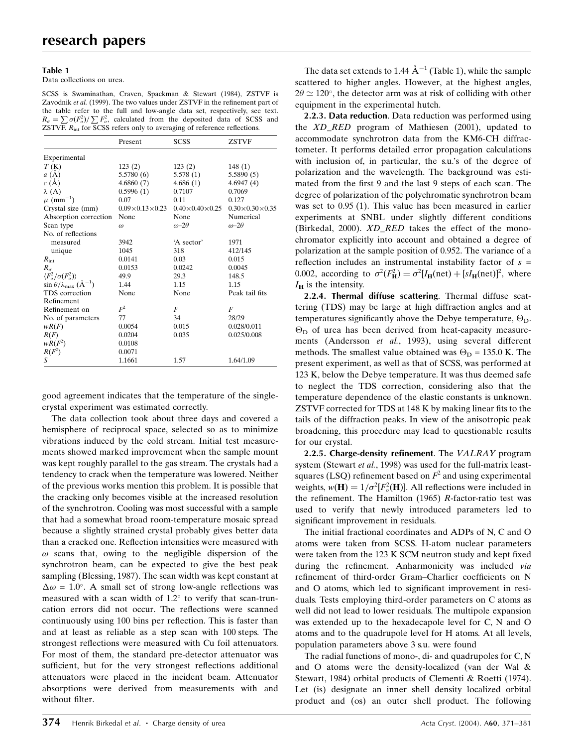**Table 1**

Data collections on urea.

SCSS is Swaminathan, Craven, Spackman & Stewart (1984), ZSTVF is Zavodnik *et al.* (1999). The two values under ZSTVF in the refinement part of the table refer to the full and low-angle data set, respectively, see text. $R_\sigma = \sum \sigma(F_o^2)/\sum F_o^2$, calculated from the deposited data of SCSS and ZSTVF. $R_{\rm int}$ for SCSS refers only to averaging of reference reflections.

| | Present | SCSS | ZSTVF |
|---|---|---|---|
| Experimental | | | |
| $T$ (K) | 123 (2) | 123 (2) | 148 (1) |
| $a$ (Å) | 5.5780 (6) | 5.578 (1) | 5.5890 (5) |
| $c$ (Å) | 4.6860 (7) | 4.686 (1) | 4.6947 (4) |
| $\lambda$ (Å) | 0.5996 (1) | 0.7107 | 0.7069 |
| $\mu$ (mm$^{-1}$) | 0.07 | 0.11 | 0.127 |
| Crystal size (mm) | $0.09\times0.13\times0.23$ | $0.40\times0.40\times0.25$ | $0.30\times0.30\times0.35$ |
| Absorption correction | None | None | Numerical |
| Scan type | $\omega$ | $\omega$–$2\theta$ | $\omega$–$2\theta$ |
| No. of reflections | | | |
| measured | 3942 | 'A sector' | 1971 |
| unique | 1045 | 318 | 412/145 |
| $R_{\rm int}$ | 0.0141 | 0.03 | 0.015 |
| $R_\sigma$ | 0.0153 | 0.0242 | 0.0045 |
| $\langle F_o^2/\sigma(F_o^2)\rangle$ | 49.9 | 29.3 | 148.5 |
| $\sin\theta/\lambda_{\rm max}$ (Å$^{-1}$) | 1.44 | 1.15 | 1.15 |
| TDS correction | None | None | Peak tail fits |
| Refinement | | | |
| Refinement on | $F^2$ | $F$ | $F$ |
| No. of parameters | 77 | 34 | 28/29 |
| $wR(F)$ | 0.0054 | 0.015 | 0.028/0.011 |
| $R(F)$ | 0.0204 | 0.035 | 0.025/0.008 |
| $wR(F^2)$ | 0.0108 | | |
| $R(F^2)$ | 0.0071 | | |
| $S$ | 1.1661 | 1.57 | 1.64/1.09 |

good agreement indicates that the temperature of the single-crystal experiment was estimated correctly.

The data collection took about three days and covered a hemisphere of reciprocal space, selected so as to minimize vibrations induced by the cold stream. Initial test measurements showed marked improvement when the sample mount was kept roughly parallel to the gas stream. The crystals had a tendency to crack when the temperature was lowered. Neither of the previous works mention this problem. It is possible that the cracking only becomes visible at the increased resolution of the synchrotron. Cooling was most successful with a sample that had a somewhat broad room-temperature mosaic spread because a slightly strained crystal probably gives better data than a cracked one. Reflection intensities were measured with $\omega$ scans that, owing to the negligible dispersion of the synchrotron beam, can be expected to give the best peak sampling (Blessing, 1987). The scan width was kept constant at $\Delta\omega = 1.0^\circ$. A small set of strong low-angle reflections was measured with a scan width of $1.2^\circ$ to verify that scan-truncation errors did not occur. The reflections were scanned continuously using 100 bins per reflection. This is faster than and at least as reliable as a step scan with 100 steps. The strongest reflections were measured with Cu foil attenuators. For most of them, the standard pre-detector attenuator was sufficient, but for the very strongest reflections additional attenuators were placed in the incident beam. Attenuator absorptions were derived from measurements with and without filter.

The data set extends to 1.44 Å$^{-1}$ (Table 1), while the sample scattered to higher angles. However, at the highest angles, $2\theta \simeq 120^\circ$, the detector arm was at risk of colliding with other equipment in the experimental hutch.

**2.2.3. Data reduction**. Data reduction was performed using the *XD_RED* program of Mathiesen (2001), updated to accommodate synchrotron data from the KM6-CH diffractometer. It performs detailed error propagation calculations with inclusion of, in particular, the s.u.'s of the degree of polarization and the wavelength. The background was estimated from the first 9 and the last 9 steps of each scan. The degree of polarization of the polychromatic synchrotron beam was set to 0.95 (1). This value has been measured in earlier experiments at SNBL under slightly different conditions (Birkedal, 2000). *XD_RED* takes the effect of the monochromator explicitly into account and obtained a degree of polarization at the sample position of 0.952. The variance of a reflection includes an instrumental instability factor of $s = 0.002$, according to $\sigma^2(F_{\bf H}^2) = \sigma^2[I_{\bf H}({\rm net}) + [sI_{\bf H}({\rm net})]^2$, where $I_{\bf H}$ is the intensity.

**2.2.4. Thermal diffuse scattering**. Thermal diffuse scattering (TDS) may be large at high diffraction angles and at temperatures significantly above the Debye temperature, $\Theta_{\rm D}$. $\Theta_{\rm D}$ of urea has been derived from heat-capacity measurements (Andersson *et al.*, 1993), using several different methods. The smallest value obtained was $\Theta_{\rm D} = 135.0$ K. The present experiment, as well as that of SCSS, was performed at 123 K, below the Debye temperature. It was thus deemed safe to neglect the TDS correction, considering also that the temperature dependence of the elastic constants is unknown. ZSTVF corrected for TDS at 148 K by making linear fits to the tails of the diffraction peaks. In view of the anisotropic peak broadening, this procedure may lead to questionable results for our crystal.

**2.2.5. Charge-density refinement**. The *VALRAY* program system (Stewart *et al.*, 1998) was used for the full-matrix least-squares (LSQ) refinement based on $F^2$ and using experimental weights, $w({\bf H}) = 1/\sigma^2[F_o^2({\bf H})]$. All reflections were included in the refinement. The Hamilton (1965) $R$-factor-ratio test was used to verify that newly introduced parameters led to significant improvement in residuals.

The initial fractional coordinates and ADPs of N, C and O atoms were taken from SCSS. H-atom nuclear parameters were taken from the 123 K SCM neutron study and kept fixed during the refinement. Anharmonicity was included *via* refinement of third-order Gram–Charlier coefficients on N and O atoms, which led to significant improvement in residuals. Tests employing third-order parameters on C atoms as well did not lead to lower residuals. The multipole expansion was extended up to the hexadecapole level for C, N and O atoms and to the quadrupole level for H atoms. At all levels, population parameters above 3 s.u. were found

The radial functions of mono-, di- and quadrupoles for C, N and O atoms were the density-localized (van der Wal & Stewart, 1984) orbital products of Clementi & Roetti (1974). Let (is) designate an inner shell density localized orbital product and (os) an outer shell product. The following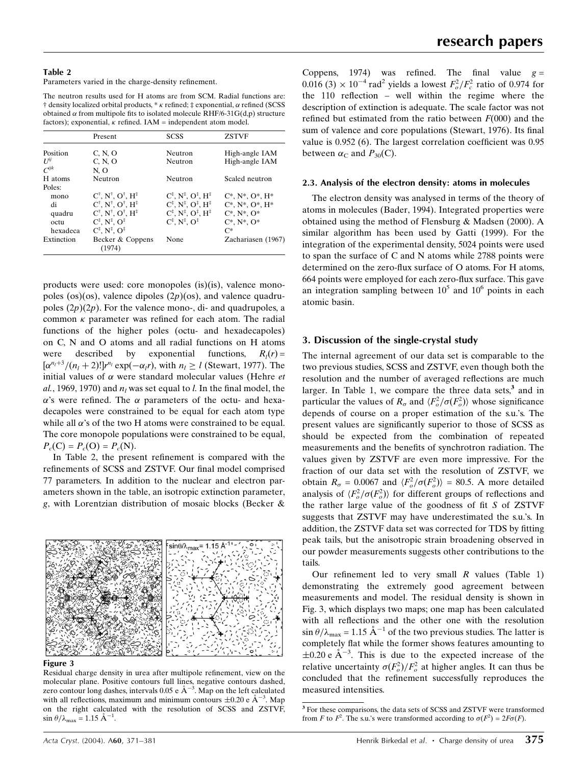**Table 2**

Parameters varied in the charge-density refinement.

The neutron results used for H atoms are from SCM. Radial functions are: † density localized orbital products, * $\kappa$ refined; ‡ exponential, $\alpha$ refined (SCSS obtained $\alpha$ from multipole fits to isolated molecule RHF/6-31G(d,p) structure factors); exponential, $\kappa$ refined. IAM = independent atom model.

| | Present | SCSS | ZSTVF |
|---|---|---|---|
| Position | C, N, O | Neutron | High-angle IAM |
| $U^{ij}$ | C, N, O | Neutron | High-angle IAM |
| $C^{ijk}$ | N, O | | |
| H atoms | Neutron | Neutron | Scaled neutron |
| Poles: | | | |
| mono | C†, N†, O†, H‡ | C‡, N‡, O‡, H‡ | C*, N*, O*, H* |
| di | C†, N†, O†, H‡ | C‡, N‡, O‡, H‡ | C*, N*, O*, H* |
| quadru | C†, N†, O†, H‡ | C‡, N‡, O‡, H‡ | C*, N*, O* |
| octu | C‡, N‡, O‡ | C‡, N‡, O‡ | C*, N*, O* |
| hexadeca | C‡, N‡, O‡ | | C* |
| Extinction | Becker & Coppens (1974) | None | Zachariasen (1967) |

products were used: core monopoles (is)(is), valence monopoles (os)(os), valence dipoles (2$p$)(os), and valence quadrupoles (2$p$)(2$p$). For the valence mono-, di- and quadrupoles, a common $\kappa$ parameter was refined for each atom. The radial functions of the higher poles (octu- and hexadecapoles) on C, N and O atoms and all radial functions on H atoms were described by exponential functions, $R_l(r) = [\alpha^{n_l+3}/(n_l+2)!]r^{n_l}\exp(-\alpha_l r)$, with $n_l \geq l$ (Stewart, 1977). The initial values of $\alpha$ were standard molecular values (Hehre *et al.*, 1969, 1970) and $n_l$ was set equal to $l$. In the final model, the $\alpha$'s were refined. The $\alpha$ parameters of the octu- and hexadecapoles were constrained to be equal for each atom type while all $\alpha$'s of the two H atoms were constrained to be equal. The core monopole populations were constrained to be equal, $P_c(\mathrm{C}) = P_c(\mathrm{O}) = P_c(\mathrm{N})$.

In Table 2, the present refinement is compared with the refinements of SCSS and ZSTVF. Our final model comprised 77 parameters. In addition to the nuclear and electron parameters shown in the table, an isotropic extinction parameter, $g$, with Lorentzian distribution of mosaic blocks (Becker & Coppens, 1974) was refined. The final value $g = 0.016\,(3) \times 10^{-4}$ rad$^2$ yields a lowest $F_o^2/F_c^2$ ratio of 0.974 for the 110 reflection – well within the regime where the description of extinction is adequate. The scale factor was not refined but estimated from the ratio between $F(000)$ and the sum of valence and core populations (Stewart, 1976). Its final value is 0.952 (6). The largest correlation coefficient was 0.95 between $\alpha_\mathrm{C}$ and $P_{30}(\mathrm{C})$.

**Figure 3**

Residual charge density in urea after multipole refinement, view on the molecular plane. Positive contours full lines, negative contours dashed, zero contour long dashes, intervals 0.05 e Å$^{-3}$. Map on the left calculated with all reflections, maximum and minimum contours $\pm 0.20$ e Å$^{-3}$. Map on the right calculated with the resolution of SCSS and ZSTVF, $\sin\theta/\lambda_{\max} = 1.15$ Å$^{-1}$.

### 2.3. Analysis of the electron density: atoms in molecules

The electron density was analysed in terms of the theory of atoms in molecules (Bader, 1994). Integrated properties were obtained using the method of Flensburg & Madsen (2000). A similar algorithm has been used by Gatti (1999). For the integration of the experimental density, 5024 points were used to span the surface of C and N atoms while 2788 points were determined on the zero-flux surface of O atoms. For H atoms, 664 points were employed for each zero-flux surface. This gave an integration sampling between $10^5$ and $10^6$ points in each atomic basin.

## 3. Discussion of the single-crystal study

The internal agreement of our data set is comparable to the two previous studies, SCSS and ZSTVF, even though both the resolution and the number of averaged reflections are much larger. In Table 1, we compare the three data sets,[3] and in particular the values of $R_\sigma$ and $\langle F_o^2/\sigma(F_o^2)\rangle$ whose significance depends of course on a proper estimation of the s.u.'s. The present values are significantly superior to those of SCSS as should be expected from the combination of repeated measurements and the benefits of synchrotron radiation. The values given by ZSTVF are even more impressive. For the fraction of our data set with the resolution of ZSTVF, we obtain $R_\sigma = 0.0067$ and $\langle F_o^2/\sigma(F_o^2)\rangle = 80.5$. A more detailed analysis of $\langle F_o^2/\sigma(F_o^2)\rangle$ for different groups of reflections and the rather large value of the goodness of fit $S$ of ZSTVF suggests that ZSTVF may have underestimated the s.u.'s. In addition, the ZSTVF data set was corrected for TDS by fitting peak tails, but the anisotropic strain broadening observed in our powder measurements suggests other contributions to the tails.

Our refinement led to very small $R$ values (Table 1) demonstrating the extremely good agreement between measurements and model. The residual density is shown in Fig. 3, which displays two maps; one map has been calculated with all reflections and the other one with the resolution $\sin\theta/\lambda_{\max} = 1.15$ Å$^{-1}$ of the two previous studies. The latter is completely flat while the former shows features amounting to $\pm 0.20$ e Å$^{-3}$. This is due to the expected increase of the relative uncertainty $\sigma(F_o^2)/F_o^2$ at higher angles. It can thus be concluded that the refinement successfully reproduces the measured intensities.

[3] For these comparisons, the data sets of SCSS and ZSTVF were transformed from $F$ to $F^2$. The s.u.'s were transformed according to $\sigma(F^2) = 2F\sigma(F)$.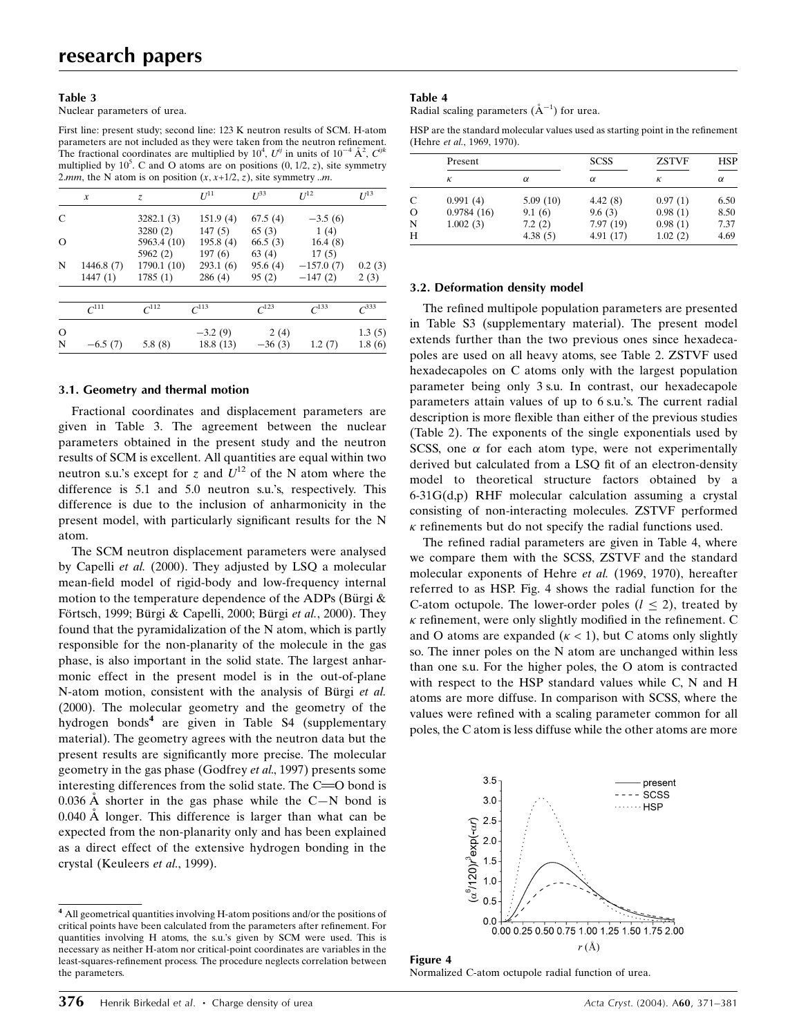**Table 3**
Nuclear parameters of urea.

First line: present study; second line: 123 K neutron results of SCM. H-atom parameters are not included as they were taken from the neutron refinement. The fractional coordinates are multiplied by $10^4$, $U^{ij}$ in units of $10^{-4}$ Å$^2$, $C^{ijk}$ multiplied by $10^5$. C and O atoms are on positions $(0, 1/2, z)$, site symmetry 2.*mm*, the N atom is on position $(x, x+1/2, z)$, site symmetry ..*m*.

| | $x$ | $z$ | $U^{11}$ | $U^{33}$ | $U^{12}$ | $U^{13}$ |
|---|---|---|---|---|---|---|
| C | | 3282.1 (3) | 151.9 (4) | 67.5 (4) | −3.5 (6) | |
| | | 3280 (2) | 147 (5) | 65 (3) | 1 (4) | |
| O | | 5963.4 (10) | 195.8 (4) | 66.5 (3) | 16.4 (8) | |
| | | 5962 (2) | 197 (6) | 63 (4) | 17 (5) | |
| N | 1446.8 (7) | 1790.1 (10) | 293.1 (6) | 95.6 (4) | −157.0 (7) | 0.2 (3) |
| | 1447 (1) | 1785 (1) | 286 (4) | 95 (2) | −147 (2) | 2 (3) |

| | $C^{111}$ | $C^{112}$ | $C^{113}$ | $C^{123}$ | $C^{133}$ | $C^{333}$ |
|---|---|---|---|---|---|---|
| O | | | −3.2 (9) | 2 (4) | | 1.3 (5) |
| N | −6.5 (7) | 5.8 (8) | 18.8 (13) | −36 (3) | 1.2 (7) | 1.8 (6) |

### 3.1. Geometry and thermal motion

Fractional coordinates and displacement parameters are given in Table 3. The agreement between the nuclear parameters obtained in the present study and the neutron results of SCM is excellent. All quantities are equal within two neutron s.u.'s except for $z$ and $U^{12}$ of the N atom where the difference is 5.1 and 5.0 neutron s.u.'s, respectively. This difference is due to the inclusion of anharmonicity in the present model, with particularly significant results for the N atom.

The SCM neutron displacement parameters were analysed by Capelli *et al.* (2000). They adjusted by LSQ a molecular mean-field model of rigid-body and low-frequency internal motion to the temperature dependence of the ADPs (Bürgi & Förtsch, 1999; Bürgi & Capelli, 2000; Bürgi *et al.*, 2000). They found that the pyramidalization of the N atom, which is partly responsible for the non-planarity of the molecule in the gas phase, is also important in the solid state. The largest anharmonic effect in the present model is in the out-of-plane N-atom motion, consistent with the analysis of Bürgi *et al.* (2000). The molecular geometry and the geometry of the hydrogen bonds[4] are given in Table S4 (supplementary material). The geometry agrees with the neutron data but the present results are significantly more precise. The molecular geometry in the gas phase (Godfrey *et al.*, 1997) presents some interesting differences from the solid state. The C=O bond is 0.036 Å shorter in the gas phase while the C—N bond is 0.040 Å longer. This difference is larger than what can be expected from the non-planarity only and has been explained as a direct effect of the extensive hydrogen bonding in the crystal (Keuleers *et al.*, 1999).

[4] All geometrical quantities involving H-atom positions and/or the positions of critical points have been calculated from the parameters after refinement. For quantities involving H atoms, the s.u.'s given by SCM were used. This is necessary as neither H-atom nor critical-point coordinates are variables in the least-squares-refinement process. The procedure neglects correlation between the parameters.

**Table 4**
Radial scaling parameters (Å$^{-1}$) for urea.

HSP are the standard molecular values used as starting point in the refinement (Hehre *et al.*, 1969, 1970).

| | Present | | SCSS | ZSTVF | HSP |
|---|---|---|---|---|---|
| | $\kappa$ | $\alpha$ | $\alpha$ | $\kappa$ | $\alpha$ |
| C | 0.991 (4) | 5.09 (10) | 4.42 (8) | 0.97 (1) | 6.50 |
| O | 0.9784 (16) | 9.1 (6) | 9.6 (3) | 0.98 (1) | 8.50 |
| N | 1.002 (3) | 7.2 (2) | 7.97 (19) | 0.98 (1) | 7.37 |
| H | | 4.38 (5) | 4.91 (17) | 1.02 (2) | 4.69 |

### 3.2. Deformation density model

The refined multipole population parameters are presented in Table S3 (supplementary material). The present model extends further than the two previous ones since hexadecapoles are used on all heavy atoms, see Table 2. ZSTVF used hexadecapoles on C atoms only with the largest population parameter being only 3 s.u. In contrast, our hexadecapole parameters attain values of up to 6 s.u.'s. The current radial description is more flexible than either of the previous studies (Table 2). The exponents of the single exponentials used by SCSS, one $\alpha$ for each atom type, were not experimentally derived but calculated from a LSQ fit of an electron-density model to theoretical structure factors obtained by a 6-31G(d,p) RHF molecular calculation assuming a crystal consisting of non-interacting molecules. ZSTVF performed $\kappa$ refinements but do not specify the radial functions used.

The refined radial parameters are given in Table 4, where we compare them with the SCSS, ZSTVF and the standard molecular exponents of Hehre *et al.* (1969, 1970), hereafter referred to as HSP. Fig. 4 shows the radial function for the C-atom octupole. The lower-order poles ($l \leq 2$), treated by $\kappa$ refinement, were only slightly modified in the refinement. C and O atoms are expanded ($\kappa < 1$), but C atoms only slightly so. The inner poles on the N atom are unchanged within less than one s.u. For the higher poles, the O atom is contracted with respect to the HSP standard values while C, N and H atoms are more diffuse. In comparison with SCSS, where the values were refined with a scaling parameter common for all poles, the C atom is less diffuse while the other atoms are more

**Figure 4**
Normalized C-atom octupole radial function of urea.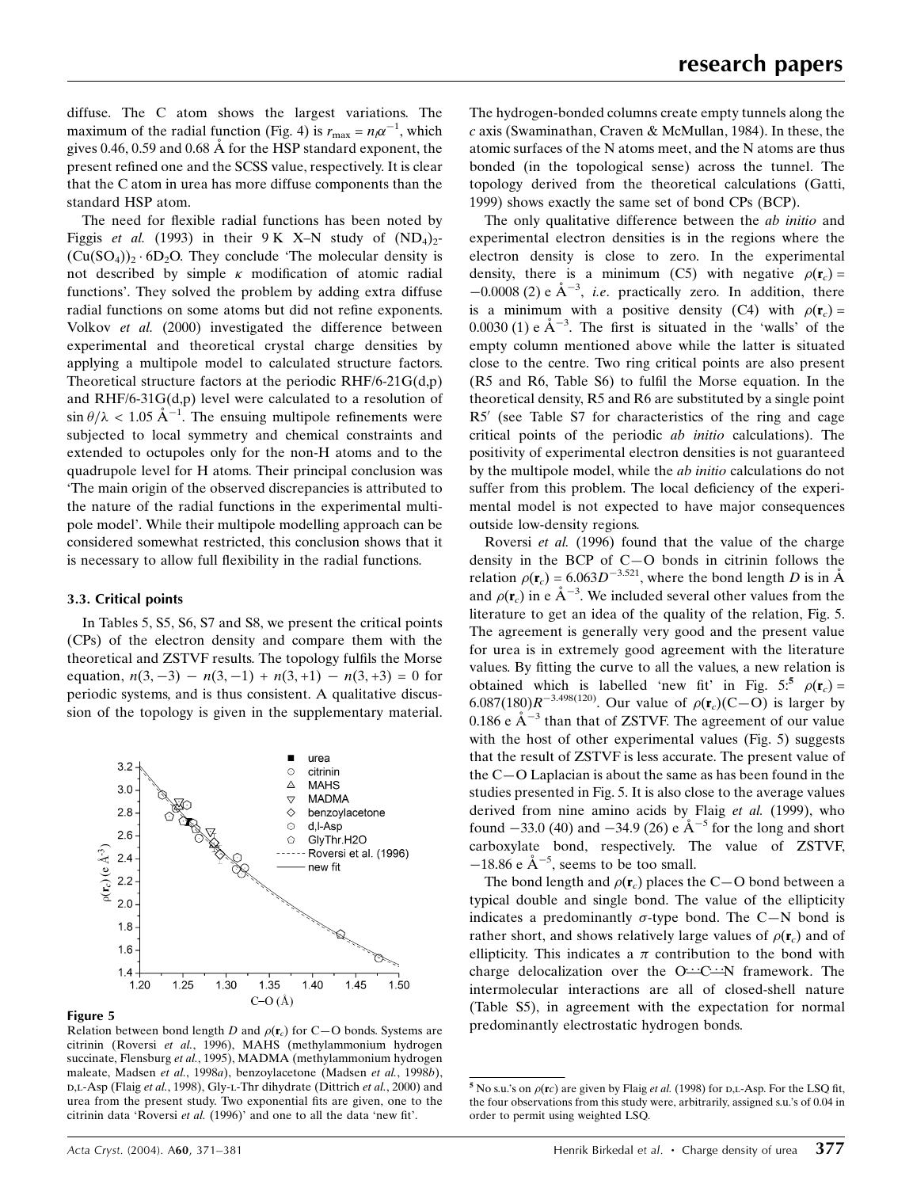diffuse. The C atom shows the largest variations. The maximum of the radial function (Fig. 4) is $r_{max} = n_l\alpha^{-1}$, which gives 0.46, 0.59 and 0.68 Å for the HSP standard exponent, the present refined one and the SCSS value, respectively. It is clear that the C atom in urea has more diffuse components than the standard HSP atom.

The need for flexible radial functions has been noted by Figgis *et al.* (1993) in their 9 K X–N study of $(ND_4)_2(Cu(SO_4))_2 \cdot 6D_2O$. They conclude 'The molecular density is not described by simple $\kappa$ modification of atomic radial functions'. They solved the problem by adding extra diffuse radial functions on some atoms but did not refine exponents. Volkov *et al.* (2000) investigated the difference between experimental and theoretical crystal charge densities by applying a multipole model to calculated structure factors. Theoretical structure factors at the periodic RHF/6-21G(d,p) and RHF/6-31G(d,p) level were calculated to a resolution of $\sin\theta/\lambda < 1.05$ Å$^{-1}$. The ensuing multipole refinements were subjected to local symmetry and chemical constraints and extended to octupoles only for the non-H atoms and to the quadrupole level for H atoms. Their principal conclusion was 'The main origin of the observed discrepancies is attributed to the nature of the radial functions in the experimental multipole model'. While their multipole modelling approach can be considered somewhat restricted, this conclusion shows that it is necessary to allow full flexibility in the radial functions.

### 3.3. Critical points

In Tables 5, S5, S6, S7 and S8, we present the critical points (CPs) of the electron density and compare them with the theoretical and ZSTVF results. The topology fulfils the Morse equation, $n(3,-3) - n(3,-1) + n(3,+1) - n(3,+3) = 0$ for periodic systems, and is thus consistent. A qualitative discussion of the topology is given in the supplementary material. The hydrogen-bonded columns create empty tunnels along the $c$ axis (Swaminathan, Craven & McMullan, 1984). In these, the atomic surfaces of the N atoms meet, and the N atoms are thus bonded (in the topological sense) across the tunnel. The topology derived from the theoretical calculations (Gatti, 1999) shows exactly the same set of bond CPs (BCP).

The only qualitative difference between the *ab initio* and experimental electron densities is in the regions where the electron density is close to zero. In the experimental density, there is a minimum (C5) with negative $\rho(\mathbf{r}_c) = -0.0008\,(2)$ e Å$^{-3}$, *i.e.* practically zero. In addition, there is a minimum with a positive density (C4) with $\rho(\mathbf{r}_c) = 0.0030\,(1)$ e Å$^{-3}$. The first is situated in the 'walls' of the empty column mentioned above while the latter is situated close to the centre. Two ring critical points are also present (R5 and R6, Table S6) to fulfil the Morse equation. In the theoretical density, R5 and R6 are substituted by a single point R5′ (see Table S7 for characteristics of the ring and cage critical points of the periodic *ab initio* calculations). The positivity of experimental electron densities is not guaranteed by the multipole model, while the *ab initio* calculations do not suffer from this problem. The local deficiency of the experimental model is not expected to have major consequences outside low-density regions.

Roversi *et al.* (1996) found that the value of the charge density in the BCP of C—O bonds in citrinin follows the relation $\rho(\mathbf{r}_c) = 6.063D^{-3.521}$, where the bond length $D$ is in Å and $\rho(\mathbf{r}_c)$ in e Å$^{-3}$. We included several other values from the literature to get an idea of the quality of the relation, Fig. 5. The agreement is generally very good and the present value for urea is in extremely good agreement with the literature values. By fitting the curve to all the values, a new relation is obtained which is labelled 'new fit' in Fig. 5:[5] $\rho(\mathbf{r}_c) = 6.087(180)R^{-3.498(120)}$. Our value of $\rho(\mathbf{r}_c)$(C—O) is larger by 0.186 e Å$^{-3}$ than that of ZSTVF. The agreement of our value with the host of other experimental values (Fig. 5) suggests that the result of ZSTVF is less accurate. The present value of the C—O Laplacian is about the same as has been found in the studies presented in Fig. 5. It is also close to the average values derived from nine amino acids by Flaig *et al.* (1999), who found −33.0 (40) and −34.9 (26) e Å$^{-5}$ for the long and short carboxylate bond, respectively. The value of ZSTVF, −18.86 e Å$^{-5}$, seems to be too small.

The bond length and $\rho(\mathbf{r}_c)$ places the C—O bond between a typical double and single bond. The value of the ellipticity indicates a predominantly $\sigma$-type bond. The C—N bond is rather short, and shows relatively large values of $\rho(\mathbf{r}_c)$ and of ellipticity. This indicates a $\pi$ contribution to the bond with charge delocalization over the O⋯C⋯N framework. The intermolecular interactions are all of closed-shell nature (Table S5), in agreement with the expectation for normal predominantly electrostatic hydrogen bonds.

**Figure 5**
Relation between bond length $D$ and $\rho(\mathbf{r}_c)$ for C—O bonds. Systems are citrinin (Roversi *et al.*, 1996), MAHS (methylammonium hydrogen succinate, Flensburg *et al.*, 1995), MADMA (methylammonium hydrogen maleate, Madsen *et al.*, 1998*a*), benzoylacetone (Madsen *et al.*, 1998*b*), D,L-Asp (Flaig *et al.*, 1998), Gly-L-Thr dihydrate (Dittrich *et al.*, 2000) and urea from the present study. Two exponential fits are given, one to the citrinin data 'Roversi *et al.* (1996)' and one to all the data 'new fit'.

[5] No s.u.'s on $\rho(\mathbf{rc})$ are given by Flaig *et al.* (1998) for D,L-Asp. For the LSQ fit, the four observations from this study were, arbitrarily, assigned s.u.'s of 0.04 in order to permit using weighted LSQ.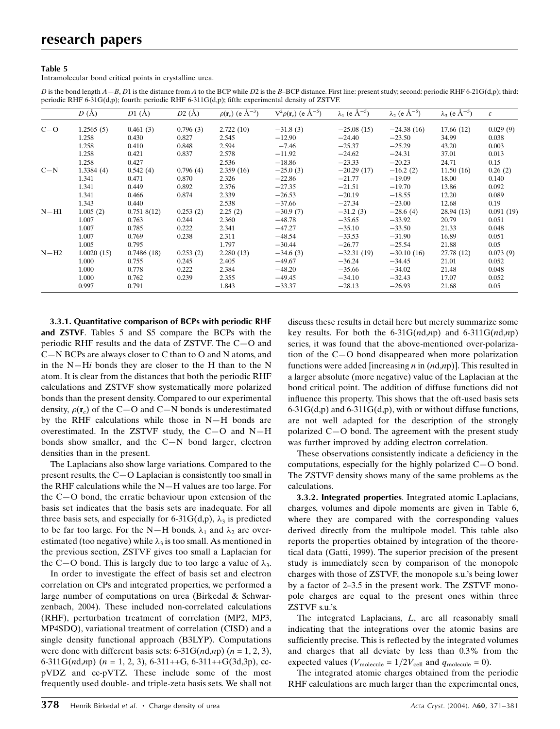**Table 5**

Intramolecular bond critical points in crystalline urea.

*D* is the bond length *A*—*B*, *D*1 is the distance from *A* to the BCP while *D*2 is the *B*–BCP distance. First line: present study; second: periodic RHF 6-21G(d,p); third: periodic RHF 6-31G(d,p); fourth: periodic RHF 6-311G(d,p); fifth: experimental density of ZSTVF.

| | $D$ (Å) | $D1$ (Å) | $D2$ (Å) | $\rho(\mathbf{r}_c)$ (e Å$^{-3}$) | $\nabla^2\rho(\mathbf{r}_c)$ (e Å$^{-5}$) | $\lambda_1$ (e Å$^{-5}$) | $\lambda_2$ (e Å$^{-5}$) | $\lambda_3$ (e Å$^{-5}$) | $\varepsilon$ |
|---|---|---|---|---|---|---|---|---|---|
| C—O | 1.2565 (5) | 0.461 (3) | 0.796 (3) | 2.722 (10) | −31.8 (3) | −25.08 (15) | −24.38 (16) | 17.66 (12) | 0.029 (9) |
| | 1.258 | 0.430 | 0.827 | 2.545 | −12.90 | −24.40 | −23.50 | 34.99 | 0.038 |
| | 1.258 | 0.410 | 0.848 | 2.594 | −7.46 | −25.37 | −25.29 | 43.20 | 0.003 |
| | 1.258 | 0.421 | 0.837 | 2.578 | −11.92 | −24.62 | −24.31 | 37.01 | 0.013 |
| | 1.258 | 0.427 | | 2.536 | −18.86 | −23.33 | −20.23 | 24.71 | 0.15 |
| C—N | 1.3384 (4) | 0.542 (4) | 0.796 (4) | 2.359 (16) | −25.0 (3) | −20.29 (17) | −16.2 (2) | 11.50 (16) | 0.26 (2) |
| | 1.341 | 0.471 | 0.870 | 2.326 | −22.86 | −21.77 | −19.09 | 18.00 | 0.140 |
| | 1.341 | 0.449 | 0.892 | 2.376 | −27.35 | −21.51 | −19.70 | 13.86 | 0.092 |
| | 1.341 | 0.466 | 0.874 | 2.339 | −26.53 | −20.19 | −18.55 | 12.20 | 0.089 |
| | 1.343 | 0.440 | | 2.538 | −37.66 | −27.34 | −23.00 | 12.68 | 0.19 |
| N—H1 | 1.005 (2) | 0.751 8(12) | 0.253 (2) | 2.25 (2) | −30.9 (7) | −31.2 (3) | −28.6 (4) | 28.94 (13) | 0.091 (19) |
| | 1.007 | 0.763 | 0.244 | 2.360 | −48.78 | −35.65 | −33.92 | 20.79 | 0.051 |
| | 1.007 | 0.785 | 0.222 | 2.341 | −47.27 | −35.10 | −33.50 | 21.33 | 0.048 |
| | 1.007 | 0.769 | 0.238 | 2.311 | −48.54 | −33.53 | −31.90 | 16.89 | 0.051 |
| | 1.005 | 0.795 | | 1.797 | −30.44 | −26.77 | −25.54 | 21.88 | 0.05 |
| N—H2 | 1.0020 (15) | 0.7486 (18) | 0.253 (2) | 2.280 (13) | −34.6 (3) | −32.31 (19) | −30.10 (16) | 27.78 (12) | 0.073 (9) |
| | 1.000 | 0.755 | 0.245 | 2.405 | −49.67 | −36.24 | −34.45 | 21.01 | 0.052 |
| | 1.000 | 0.778 | 0.222 | 2.384 | −48.20 | −35.66 | −34.02 | 21.48 | 0.048 |
| | 1.000 | 0.762 | 0.239 | 2.355 | −49.45 | −34.10 | −32.43 | 17.07 | 0.052 |
| | 0.997 | 0.791 | | 1.843 | −33.37 | −28.13 | −26.93 | 21.68 | 0.05 |

**3.3.1. Quantitative comparison of BCPs with periodic RHF and ZSTVF**. Tables 5 and S5 compare the BCPs with the periodic RHF results and the data of ZSTVF. The C—O and C—N BCPs are always closer to C than to O and N atoms, and in the N—H*i* bonds they are closer to the H than to the N atom. It is clear from the distances that both the periodic RHF calculations and ZSTVF show systematically more polarized bonds than the present density. Compared to our experimental density, $\rho(\mathbf{r}_c)$ of the C—O and C—N bonds is underestimated by the RHF calculations while those in N—H bonds are overestimated. In the ZSTVF study, the C—O and N—H bonds show smaller, and the C—N bond larger, electron densities than in the present.

The Laplacians also show large variations. Compared to the present results, the C—O Laplacian is consistently too small in the RHF calculations while the N—H values are too large. For the C—O bond, the erratic behaviour upon extension of the basis set indicates that the basis sets are inadequate. For all three basis sets, and especially for 6-31G(d,p), $\lambda_3$ is predicted to be far too large. For the N—H bonds, $\lambda_1$ and $\lambda_2$ are overestimated (too negative) while $\lambda_3$ is too small. As mentioned in the previous section, ZSTVF gives too small a Laplacian for the C—O bond. This is largely due to too large a value of $\lambda_3$.

In order to investigate the effect of basis set and electron correlation on CPs and integrated properties, we performed a large number of computations on urea (Birkedal & Schwarzenbach, 2004). These included non-correlated calculations (RHF), perturbation treatment of correlation (MP2, MP3, MP4SDQ), variational treatment of correlation (CISD) and a single density functional approach (B3LYP). Computations were done with different basis sets: 6-31G($n$d,$n$p) ($n$ = 1, 2, 3), 6-311G($n$d,$n$p) ($n$ = 1, 2, 3), 6-311++G, 6-311++G(3d,3p), cc-pVDZ and cc-pVTZ. These include some of the most frequently used double- and triple-zeta basis sets. We shall not discuss these results in detail here but merely summarize some key results. For both the 6-31G($n$d,$n$p) and 6-311G($n$d,$n$p) series, it was found that the above-mentioned over-polarization of the C—O bond disappeared when more polarization functions were added [increasing $n$ in ($n$d,$n$p)]. This resulted in a larger absolute (more negative) value of the Laplacian at the bond critical point. The addition of diffuse functions did not influence this property. This shows that the oft-used basis sets 6-31G(d,p) and 6-311G(d,p), with or without diffuse functions, are not well adapted for the description of the strongly polarized C—O bond. The agreement with the present study was further improved by adding electron correlation.

These observations consistently indicate a deficiency in the computations, especially for the highly polarized C—O bond. The ZSTVF density shows many of the same problems as the calculations.

**3.3.2. Integrated properties**. Integrated atomic Laplacians, charges, volumes and dipole moments are given in Table 6, where they are compared with the corresponding values derived directly from the multipole model. This table also reports the properties obtained by integration of the theoretical data (Gatti, 1999). The superior precision of the present study is immediately seen by comparison of the monopole charges with those of ZSTVF, the monopole s.u.'s being lower by a factor of 2–3.5 in the present work. The ZSTVF monopole charges are equal to the present ones within three ZSTVF s.u.'s.

The integrated Laplacians, $L$, are all reasonably small indicating that the integrations over the atomic basins are sufficiently precise. This is reflected by the integrated volumes and charges that all deviate by less than 0.3% from the expected values ($V_{\rm molecule} = 1/2V_{\rm cell}$ and $q_{\rm molecule} = 0$).

The integrated atomic charges obtained from the periodic RHF calculations are much larger than the experimental ones,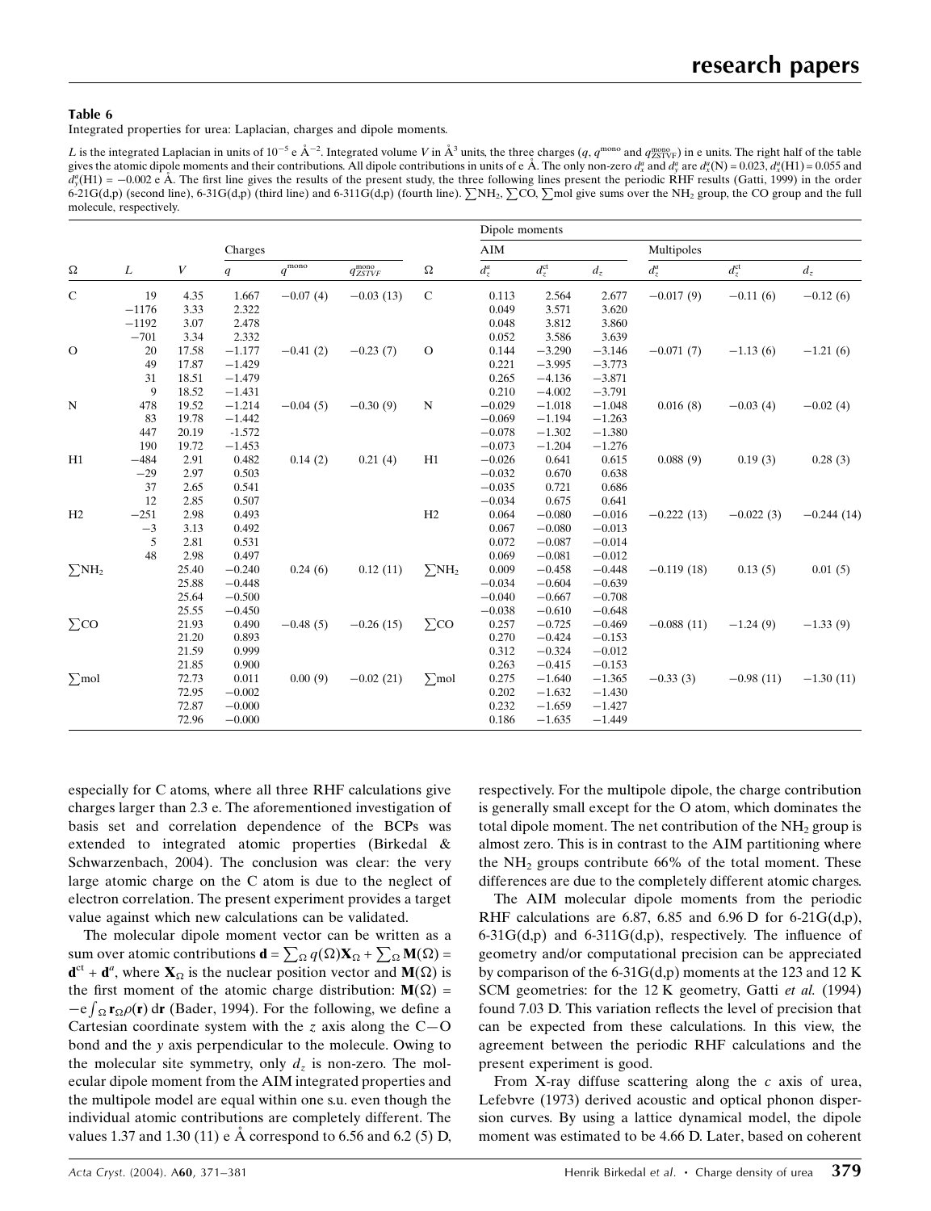**Table 6**

Integrated properties for urea: Laplacian, charges and dipole moments.

$L$ is the integrated Laplacian in units of $10^{-5}$ e Å$^{-2}$. Integrated volume $V$ in Å$^3$ units, the three charges ($q$, $q^{\rm mono}$ and $q^{\rm mono}_{ZSTVF}$) in e units. The right half of the table gives the atomic dipole moments and their contributions. All dipole contributions in units of e Å. The only non-zero $d^a_x$ and $d^a_y$ are $d^a_x$(N) = 0.023, $d^a_x$(H1) = 0.055 and $d^a_y$(H1) = −0.002 e Å. The first line gives the results of the present study, the three following lines present the periodic RHF results (Gatti, 1999) in the order 6-21G(d,p) (second line), 6-31G(d,p) (third line) and 6-311G(d,p) (fourth line). $\sum$NH$_2$, $\sum$CO, $\sum$mol give sums over the NH$_2$ group, the CO group and the full molecule, respectively.

| | | | Charges | | | | Dipole moments | | | | | |
|---|---|---|---|---|---|---|---|---|---|---|---|---|
| | | | | | | | AIM | | | Multipoles | | |
| Ω | $L$ | $V$ | $q$ | $q^{\rm mono}$ | $q^{\rm mono}_{ZSTVF}$ | Ω | $d^a_z$ | $d^{\rm ct}_z$ | $d_z$ | $d^a_z$ | $d^{\rm ct}_z$ | $d_z$ |
| C | 19 | 4.35 | 1.667 | −0.07 (4) | −0.03 (13) | C | 0.113 | 2.564 | 2.677 | −0.017 (9) | −0.11 (6) | −0.12 (6) |
| | −1176 | 3.33 | 2.322 | | | | 0.049 | 3.571 | 3.620 | | | |
| | −1192 | 3.07 | 2.478 | | | | 0.048 | 3.812 | 3.860 | | | |
| | −701 | 3.34 | 2.332 | | | | 0.052 | 3.586 | 3.639 | | | |
| O | 20 | 17.58 | −1.177 | −0.41 (2) | −0.23 (7) | O | 0.144 | −3.290 | −3.146 | −0.071 (7) | −1.13 (6) | −1.21 (6) |
| | 49 | 17.87 | −1.429 | | | | 0.221 | −3.995 | −3.773 | | | |
| | 31 | 18.51 | −1.479 | | | | 0.265 | −4.136 | −3.871 | | | |
| | 9 | 18.52 | −1.431 | | | | 0.210 | −4.002 | −3.791 | | | |
| N | 478 | 19.52 | −1.214 | −0.04 (5) | −0.30 (9) | N | −0.029 | −1.018 | −1.048 | 0.016 (8) | −0.03 (4) | −0.02 (4) |
| | 83 | 19.78 | −1.442 | | | | −0.069 | −1.194 | −1.263 | | | |
| | 447 | 20.19 | -1.572 | | | | −0.078 | −1.302 | −1.380 | | | |
| | 190 | 19.72 | −1.453 | | | | −0.073 | −1.204 | −1.276 | | | |
| H1 | −484 | 2.91 | 0.482 | 0.14 (2) | 0.21 (4) | H1 | −0.026 | 0.641 | 0.615 | 0.088 (9) | 0.19 (3) | 0.28 (3) |
| | −29 | 2.97 | 0.503 | | | | −0.032 | 0.670 | 0.638 | | | |
| | 37 | 2.65 | 0.541 | | | | −0.035 | 0.721 | 0.686 | | | |
| | 12 | 2.85 | 0.507 | | | | −0.034 | 0.675 | 0.641 | | | |
| H2 | −251 | 2.98 | 0.493 | | | H2 | 0.064 | −0.080 | −0.016 | −0.222 (13) | −0.022 (3) | −0.244 (14) |
| | −3 | 3.13 | 0.492 | | | | 0.067 | −0.080 | −0.013 | | | |
| | 5 | 2.81 | 0.531 | | | | 0.072 | −0.087 | −0.014 | | | |
| | 48 | 2.98 | 0.497 | | | | 0.069 | −0.081 | −0.012 | | | |
| $\sum$NH$_2$ | | 25.40 | −0.240 | 0.24 (6) | 0.12 (11) | $\sum$NH$_2$ | 0.009 | −0.458 | −0.448 | −0.119 (18) | 0.13 (5) | 0.01 (5) |
| | | 25.88 | −0.448 | | | | −0.034 | −0.604 | −0.639 | | | |
| | | 25.64 | −0.500 | | | | −0.040 | −0.667 | −0.708 | | | |
| | | 25.55 | −0.450 | | | | −0.038 | −0.610 | −0.648 | | | |
| $\sum$CO | | 21.93 | 0.490 | −0.48 (5) | −0.26 (15) | $\sum$CO | 0.257 | −0.725 | −0.469 | −0.088 (11) | −1.24 (9) | −1.33 (9) |
| | | 21.20 | 0.893 | | | | 0.270 | −0.424 | −0.153 | | | |
| | | 21.59 | 0.999 | | | | 0.312 | −0.324 | −0.012 | | | |
| | | 21.85 | 0.900 | | | | 0.263 | −0.415 | −0.153 | | | |
| $\sum$mol | | 72.73 | 0.011 | 0.00 (9) | −0.02 (21) | $\sum$mol | 0.275 | −1.640 | −1.365 | −0.33 (3) | −0.98 (11) | −1.30 (11) |
| | | 72.95 | −0.002 | | | | 0.202 | −1.632 | −1.430 | | | |
| | | 72.87 | −0.000 | | | | 0.232 | −1.659 | −1.427 | | | |
| | | 72.96 | −0.000 | | | | 0.186 | −1.635 | −1.449 | | | |

especially for C atoms, where all three RHF calculations give charges larger than 2.3 e. The aforementioned investigation of basis set and correlation dependence of the BCPs was extended to integrated atomic properties (Birkedal & Schwarzenbach, 2004). The conclusion was clear: the very large atomic charge on the C atom is due to the neglect of electron correlation. The present experiment provides a target value against which new calculations can be validated.

The molecular dipole moment vector can be written as a sum over atomic contributions $\mathbf{d} = \sum_\Omega q(\Omega)\mathbf{X}_\Omega + \sum_\Omega \mathbf{M}(\Omega) = \mathbf{d}^{\rm ct} + \mathbf{d}^a$, where $\mathbf{X}_\Omega$ is the nuclear position vector and $\mathbf{M}(\Omega)$ is the first moment of the atomic charge distribution: $\mathbf{M}(\Omega) = -e\int_\Omega \mathbf{r}_\Omega\rho(\mathbf{r})\,{\rm d}\mathbf{r}$ (Bader, 1994). For the following, we define a Cartesian coordinate system with the $z$ axis along the C—O bond and the $y$ axis perpendicular to the molecule. Owing to the molecular site symmetry, only $d_z$ is non-zero. The molecular dipole moment from the AIM integrated properties and the multipole model are equal within one s.u. even though the individual atomic contributions are completely different. The values 1.37 and 1.30 (11) e Å correspond to 6.56 and 6.2 (5) D, respectively. For the multipole dipole, the charge contribution is generally small except for the O atom, which dominates the total dipole moment. The net contribution of the NH$_2$ group is almost zero. This is in contrast to the AIM partitioning where the NH$_2$ groups contribute 66% of the total moment. These differences are due to the completely different atomic charges.

The AIM molecular dipole moments from the periodic RHF calculations are 6.87, 6.85 and 6.96 D for 6-21G(d,p), 6-31G(d,p) and 6-311G(d,p), respectively. The influence of geometry and/or computational precision can be appreciated by comparison of the 6-31G(d,p) moments at the 123 and 12 K SCM geometries: for the 12 K geometry, Gatti *et al.* (1994) found 7.03 D. This variation reflects the level of precision that can be expected from these calculations. In this view, the agreement between the periodic RHF calculations and the present experiment is good.

From X-ray diffuse scattering along the $c$ axis of urea, Lefebvre (1973) derived acoustic and optical phonon dispersion curves. By using a lattice dynamical model, the dipole moment was estimated to be 4.66 D. Later, based on coherent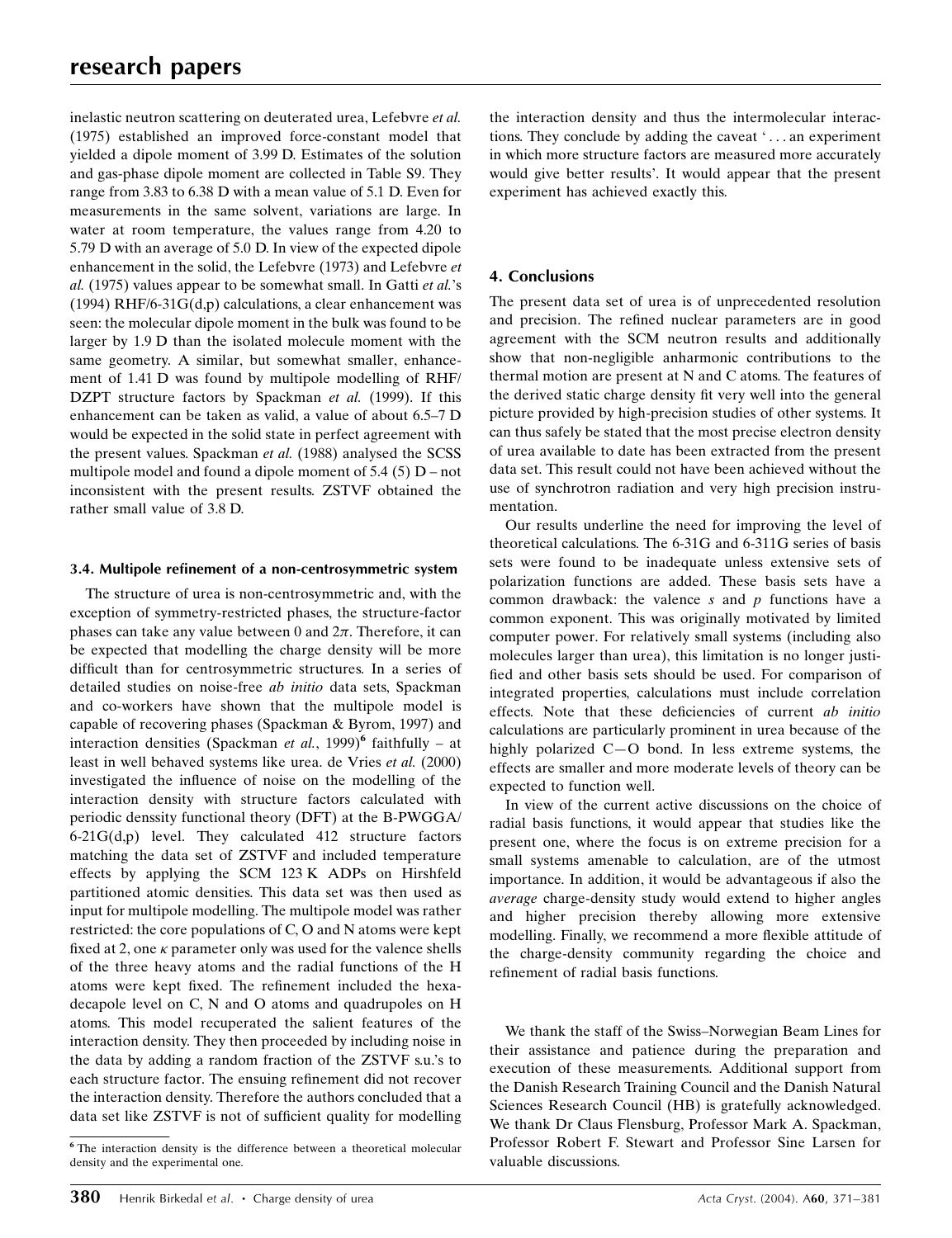inelastic neutron scattering on deuterated urea, Lefebvre *et al.* (1975) established an improved force-constant model that yielded a dipole moment of 3.99 D. Estimates of the solution and gas-phase dipole moment are collected in Table S9. They range from 3.83 to 6.38 D with a mean value of 5.1 D. Even for measurements in the same solvent, variations are large. In water at room temperature, the values range from 4.20 to 5.79 D with an average of 5.0 D. In view of the expected dipole enhancement in the solid, the Lefebvre (1973) and Lefebvre *et al.* (1975) values appear to be somewhat small. In Gatti *et al.*'s (1994) RHF/6-31G(d,p) calculations, a clear enhancement was seen: the molecular dipole moment in the bulk was found to be larger by 1.9 D than the isolated molecule moment with the same geometry. A similar, but somewhat smaller, enhancement of 1.41 D was found by multipole modelling of RHF/DZPT structure factors by Spackman *et al.* (1999). If this enhancement can be taken as valid, a value of about 6.5–7 D would be expected in the solid state in perfect agreement with the present values. Spackman *et al.* (1988) analysed the SCSS multipole model and found a dipole moment of 5.4 (5) D – not inconsistent with the present results. ZSTVF obtained the rather small value of 3.8 D.

### 3.4. Multipole refinement of a non-centrosymmetric system

The structure of urea is non-centrosymmetric and, with the exception of symmetry-restricted phases, the structure-factor phases can take any value between 0 and $2\pi$. Therefore, it can be expected that modelling the charge density will be more difficult than for centrosymmetric structures. In a series of detailed studies on noise-free *ab initio* data sets, Spackman and co-workers have shown that the multipole model is capable of recovering phases (Spackman & Byrom, 1997) and interaction densities (Spackman *et al.*, 1999)[6] faithfully – at least in well behaved systems like urea. de Vries *et al.* (2000) investigated the influence of noise on the modelling of the interaction density with structure factors calculated with periodic denssity functional theory (DFT) at the B-PWGGA/6-21G(d,p) level. They calculated 412 structure factors matching the data set of ZSTVF and included temperature effects by applying the SCM 123 K ADPs on Hirshfeld partitioned atomic densities. This data set was then used as input for multipole modelling. The multipole model was rather restricted: the core populations of C, O and N atoms were kept fixed at 2, one $\kappa$ parameter only was used for the valence shells of the three heavy atoms and the radial functions of the H atoms were kept fixed. The refinement included the hexadecapole level on C, N and O atoms and quadrupoles on H atoms. This model recuperated the salient features of the interaction density. They then proceeded by including noise in the data by adding a random fraction of the ZSTVF s.u.'s to each structure factor. The ensuing refinement did not recover the interaction density. Therefore the authors concluded that a data set like ZSTVF is not of sufficient quality for modelling the interaction density and thus the intermolecular interactions. They conclude by adding the caveat '... an experiment in which more structure factors are measured more accurately would give better results'. It would appear that the present experiment has achieved exactly this.

[6] The interaction density is the difference between a theoretical molecular density and the experimental one.

## 4. Conclusions

The present data set of urea is of unprecedented resolution and precision. The refined nuclear parameters are in good agreement with the SCM neutron results and additionally show that non-negligible anharmonic contributions to the thermal motion are present at N and C atoms. The features of the derived static charge density fit very well into the general picture provided by high-precision studies of other systems. It can thus safely be stated that the most precise electron density of urea available to date has been extracted from the present data set. This result could not have been achieved without the use of synchrotron radiation and very high precision instrumentation.

Our results underline the need for improving the level of theoretical calculations. The 6-31G and 6-311G series of basis sets were found to be inadequate unless extensive sets of polarization functions are added. These basis sets have a common drawback: the valence *s* and *p* functions have a common exponent. This was originally motivated by limited computer power. For relatively small systems (including also molecules larger than urea), this limitation is no longer justified and other basis sets should be used. For comparison of integrated properties, calculations must include correlation effects. Note that these deficiencies of current *ab initio* calculations are particularly prominent in urea because of the highly polarized C—O bond. In less extreme systems, the effects are smaller and more moderate levels of theory can be expected to function well.

In view of the current active discussions on the choice of radial basis functions, it would appear that studies like the present one, where the focus is on extreme precision for a small systems amenable to calculation, are of the utmost importance. In addition, it would be advantageous if also the *average* charge-density study would extend to higher angles and higher precision thereby allowing more extensive modelling. Finally, we recommend a more flexible attitude of the charge-density community regarding the choice and refinement of radial basis functions.

We thank the staff of the Swiss–Norwegian Beam Lines for their assistance and patience during the preparation and execution of these measurements. Additional support from the Danish Research Training Council and the Danish Natural Sciences Research Council (HB) is gratefully acknowledged. We thank Dr Claus Flensburg, Professor Mark A. Spackman, Professor Robert F. Stewart and Professor Sine Larsen for valuable discussions.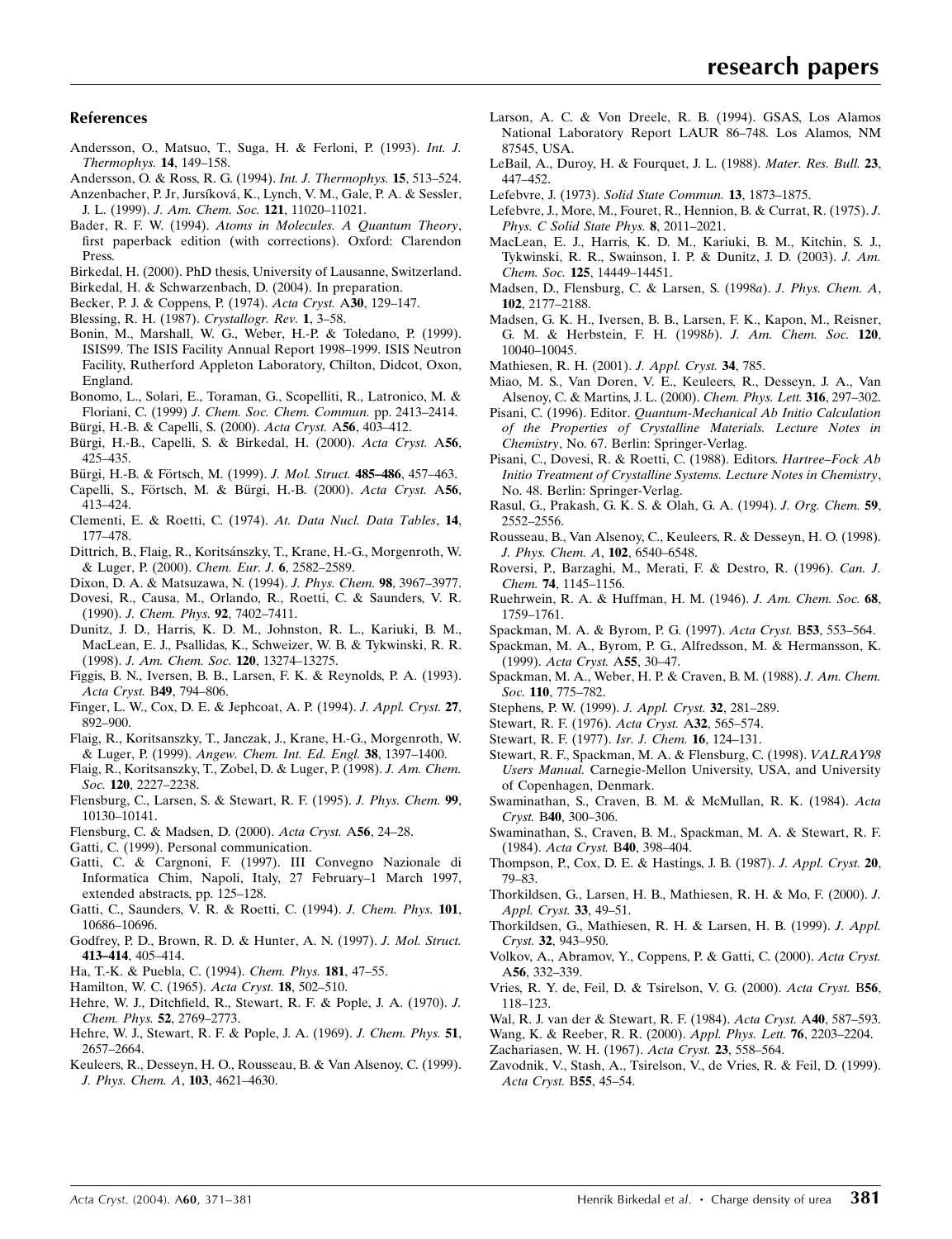## References

Andersson, O., Matsuo, T., Suga, H. & Ferloni, P. (1993). *Int. J. Thermophys.* **14**, 149–158.

Andersson, O. & Ross, R. G. (1994). *Int. J. Thermophys.* **15**, 513–524.

Anzenbacher, P. Jr, Jursíková, K., Lynch, V. M., Gale, P. A. & Sessler, J. L. (1999). *J. Am. Chem. Soc.* **121**, 11020–11021.

Bader, R. F. W. (1994). *Atoms in Molecules. A Quantum Theory*, first paperback edition (with corrections). Oxford: Clarendon Press.

Birkedal, H. (2000). PhD thesis, University of Lausanne, Switzerland.

Birkedal, H. & Schwarzenbach, D. (2004). In preparation.

Becker, P. J. & Coppens, P. (1974). *Acta Cryst.* A**30**, 129–147.

Blessing, R. H. (1987). *Crystallogr. Rev.* **1**, 3–58.

Bonin, M., Marshall, W. G., Weber, H.-P. & Toledano, P. (1999). ISIS99. The ISIS Facility Annual Report 1998–1999. ISIS Neutron Facility, Rutherford Appleton Laboratory, Chilton, Didcot, Oxon, England.

Bonomo, L., Solari, E., Toraman, G., Scopelliti, R., Latronico, M. & Floriani, C. (1999) *J. Chem. Soc. Chem. Commun.* pp. 2413–2414.

Bürgi, H.-B. & Capelli, S. (2000). *Acta Cryst.* A**56**, 403–412.

Bürgi, H.-B., Capelli, S. & Birkedal, H. (2000). *Acta Cryst.* A**56**, 425–435.

Bürgi, H.-B. & Förtsch, M. (1999). *J. Mol. Struct.* **485–486**, 457–463.

Capelli, S., Förtsch, M. & Bürgi, H.-B. (2000). *Acta Cryst.* A**56**, 413–424.

Clementi, E. & Roetti, C. (1974). *At. Data Nucl. Data Tables*, **14**, 177–478.

Dittrich, B., Flaig, R., Koritsánszky, T., Krane, H.-G., Morgenroth, W. & Luger, P. (2000). *Chem. Eur. J.* **6**, 2582–2589.

Dixon, D. A. & Matsuzawa, N. (1994). *J. Phys. Chem.* **98**, 3967–3977.

Dovesi, R., Causa, M., Orlando, R., Roetti, C. & Saunders, V. R. (1990). *J. Chem. Phys.* **92**, 7402–7411.

Dunitz, J. D., Harris, K. D. M., Johnston, R. L., Kariuki, B. M., MacLean, E. J., Psallidas, K., Schweizer, W. B. & Tykwinski, R. R. (1998). *J. Am. Chem. Soc.* **120**, 13274–13275.

Figgis, B. N., Iversen, B. B., Larsen, F. K. & Reynolds, P. A. (1993). *Acta Cryst.* B**49**, 794–806.

Finger, L. W., Cox, D. E. & Jephcoat, A. P. (1994). *J. Appl. Cryst.* **27**, 892–900.

Flaig, R., Koritsanszky, T., Janczak, J., Krane, H.-G., Morgenroth, W. & Luger, P. (1999). *Angew. Chem. Int. Ed. Engl.* **38**, 1397–1400.

Flaig, R., Koritsanszky, T., Zobel, D. & Luger, P. (1998). *J. Am. Chem. Soc.* **120**, 2227–2238.

Flensburg, C., Larsen, S. & Stewart, R. F. (1995). *J. Phys. Chem.* **99**, 10130–10141.

Flensburg, C. & Madsen, D. (2000). *Acta Cryst.* A**56**, 24–28.

Gatti, C. (1999). Personal communication.

Gatti, C. & Cargnoni, F. (1997). III Convegno Nazionale di Informatica Chim, Napoli, Italy, 27 February–1 March 1997, extended abstracts, pp. 125–128.

Gatti, C., Saunders, V. R. & Roetti, C. (1994). *J. Chem. Phys.* **101**, 10686–10696.

Godfrey, P. D., Brown, R. D. & Hunter, A. N. (1997). *J. Mol. Struct.* **413–414**, 405–414.

Ha, T.-K. & Puebla, C. (1994). *Chem. Phys.* **181**, 47–55.

Hamilton, W. C. (1965). *Acta Cryst.* **18**, 502–510.

Hehre, W. J., Ditchfield, R., Stewart, R. F. & Pople, J. A. (1970). *J. Chem. Phys.* **52**, 2769–2773.

Hehre, W. J., Stewart, R. F. & Pople, J. A. (1969). *J. Chem. Phys.* **51**, 2657–2664.

Keuleers, R., Desseyn, H. O., Rousseau, B. & Van Alsenoy, C. (1999). *J. Phys. Chem. A*, **103**, 4621–4630.

Larson, A. C. & Von Dreele, R. B. (1994). GSAS, Los Alamos National Laboratory Report LAUR 86–748. Los Alamos, NM 87545, USA.

LeBail, A., Duroy, H. & Fourquet, J. L. (1988). *Mater. Res. Bull.* **23**, 447–452.

Lefebvre, J. (1973). *Solid State Commun.* **13**, 1873–1875.

Lefebvre, J., More, M., Fouret, R., Hennion, B. & Currat, R. (1975). *J. Phys. C Solid State Phys.* **8**, 2011–2021.

MacLean, E. J., Harris, K. D. M., Kariuki, B. M., Kitchin, S. J., Tykwinski, R. R., Swainson, I. P. & Dunitz, J. D. (2003). *J. Am. Chem. Soc.* **125**, 14449–14451.

Madsen, D., Flensburg, C. & Larsen, S. (1998*a*). *J. Phys. Chem. A*, **102**, 2177–2188.

Madsen, G. K. H., Iversen, B. B., Larsen, F. K., Kapon, M., Reisner, G. M. & Herbstein, F. H. (1998*b*). *J. Am. Chem. Soc.* **120**, 10040–10045.

Mathiesen, R. H. (2001). *J. Appl. Cryst.* **34**, 785.

Miao, M. S., Van Doren, V. E., Keuleers, R., Desseyn, J. A., Van Alsenoy, C. & Martins, J. L. (2000). *Chem. Phys. Lett.* **316**, 297–302.

Pisani, C. (1996). Editor. *Quantum-Mechanical Ab Initio Calculation of the Properties of Crystalline Materials. Lecture Notes in Chemistry*, No. 67. Berlin: Springer-Verlag.

Pisani, C., Dovesi, R. & Roetti, C. (1988). Editors. *Hartree–Fock Ab Initio Treatment of Crystalline Systems. Lecture Notes in Chemistry*, No. 48. Berlin: Springer-Verlag.

Rasul, G., Prakash, G. K. S. & Olah, G. A. (1994). *J. Org. Chem.* **59**, 2552–2556.

Rousseau, B., Van Alsenoy, C., Keuleers, R. & Desseyn, H. O. (1998). *J. Phys. Chem. A*, **102**, 6540–6548.

Roversi, P., Barzaghi, M., Merati, F. & Destro, R. (1996). *Can. J. Chem.* **74**, 1145–1156.

Ruehrwein, R. A. & Huffman, H. M. (1946). *J. Am. Chem. Soc.* **68**, 1759–1761.

Spackman, M. A. & Byrom, P. G. (1997). *Acta Cryst.* B**53**, 553–564.

Spackman, M. A., Byrom, P. G., Alfredsson, M. & Hermansson, K. (1999). *Acta Cryst.* A**55**, 30–47.

Spackman, M. A., Weber, H. P. & Craven, B. M. (1988). *J. Am. Chem. Soc.* **110**, 775–782.

Stephens, P. W. (1999). *J. Appl. Cryst.* **32**, 281–289.

Stewart, R. F. (1976). *Acta Cryst.* A**32**, 565–574.

Stewart, R. F. (1977). *Isr. J. Chem.* **16**, 124–131.

Stewart, R. F., Spackman, M. A. & Flensburg, C. (1998). *VALRAY98 Users Manual.* Carnegie-Mellon University, USA, and University of Copenhagen, Denmark.

Swaminathan, S., Craven, B. M. & McMullan, R. K. (1984). *Acta Cryst.* B**40**, 300–306.

Swaminathan, S., Craven, B. M., Spackman, M. A. & Stewart, R. F. (1984). *Acta Cryst.* B**40**, 398–404.

Thompson, P., Cox, D. E. & Hastings, J. B. (1987). *J. Appl. Cryst.* **20**, 79–83.

Thorkildsen, G., Larsen, H. B., Mathiesen, R. H. & Mo, F. (2000). *J. Appl. Cryst.* **33**, 49–51.

Thorkildsen, G., Mathiesen, R. H. & Larsen, H. B. (1999). *J. Appl. Cryst.* **32**, 943–950.

Volkov, A., Abramov, Y., Coppens, P. & Gatti, C. (2000). *Acta Cryst.* A**56**, 332–339.

Vries, R. Y. de, Feil, D. & Tsirelson, V. G. (2000). *Acta Cryst.* B**56**, 118–123.

Wal, R. J. van der & Stewart, R. F. (1984). *Acta Cryst.* A**40**, 587–593.

Wang, K. & Reeber, R. R. (2000). *Appl. Phys. Lett.* **76**, 2203–2204.

Zachariasen, W. H. (1967). *Acta Cryst.* **23**, 558–564.

Zavodnik, V., Stash, A., Tsirelson, V., de Vries, R. & Feil, D. (1999). *Acta Cryst.* B**55**, 45–54.